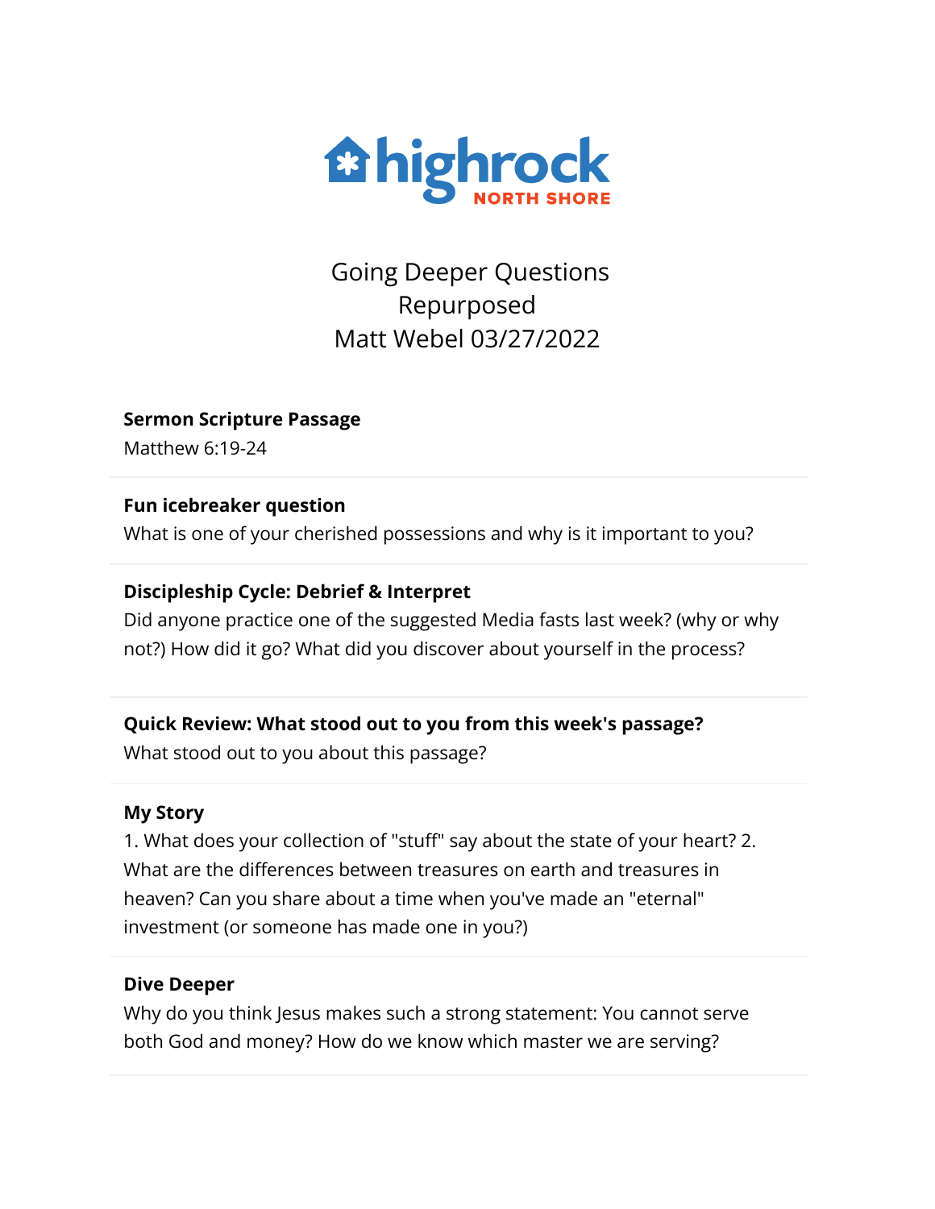highrock NORTH SHORE

# Going Deeper Questions
# Repurposed
# Matt Webel 03/27/2022

**Sermon Scripture Passage**

Matthew 6:19-24

**Fun icebreaker question**

What is one of your cherished possessions and why is it important to you?

**Discipleship Cycle: Debrief & Interpret**

Did anyone practice one of the suggested Media fasts last week? (why or why not?) How did it go? What did you discover about yourself in the process?

**Quick Review: What stood out to you from this week's passage?**

What stood out to you about this passage?

**My Story**

1. What does your collection of "stuff" say about the state of your heart? 2. What are the differences between treasures on earth and treasures in heaven? Can you share about a time when you've made an "eternal" investment (or someone has made one in you?)

**Dive Deeper**

Why do you think Jesus makes such a strong statement: You cannot serve both God and money? How do we know which master we are serving?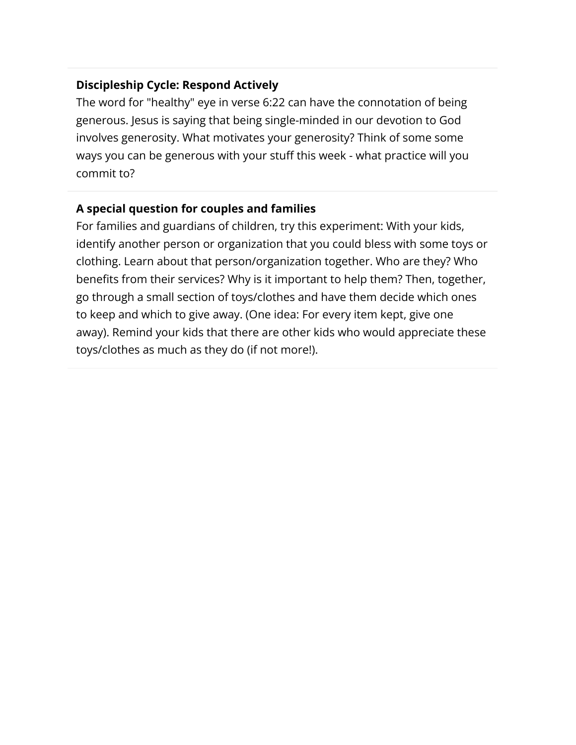**Discipleship Cycle: Respond Actively**

The word for "healthy" eye in verse 6:22 can have the connotation of being generous. Jesus is saying that being single-minded in our devotion to God involves generosity. What motivates your generosity? Think of some some ways you can be generous with your stuff this week - what practice will you commit to?

**A special question for couples and families**

For families and guardians of children, try this experiment: With your kids, identify another person or organization that you could bless with some toys or clothing. Learn about that person/organization together. Who are they? Who benefits from their services? Why is it important to help them? Then, together, go through a small section of toys/clothes and have them decide which ones to keep and which to give away. (One idea: For every item kept, give one away). Remind your kids that there are other kids who would appreciate these toys/clothes as much as they do (if not more!).